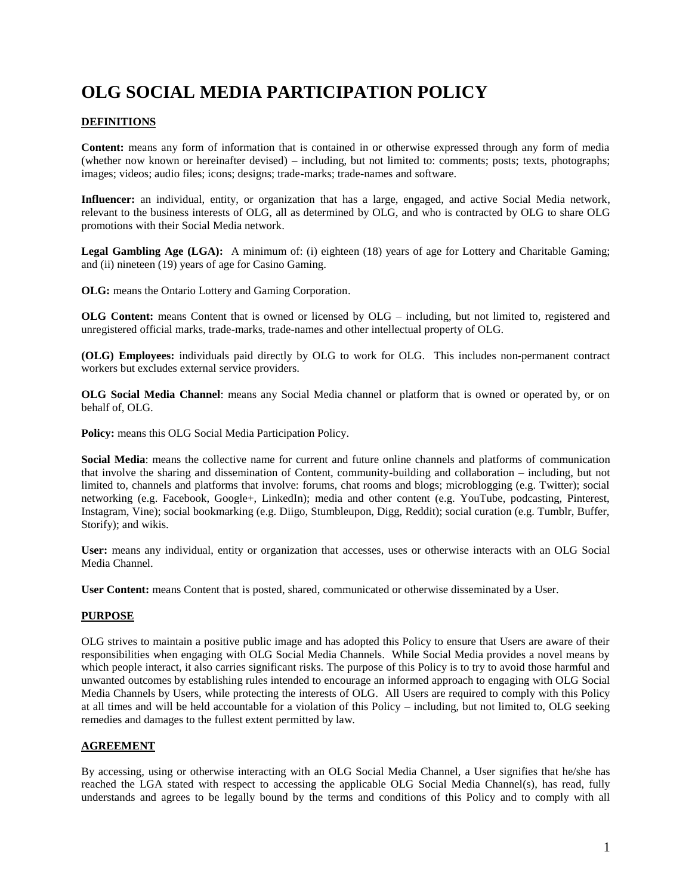# OLG SOCIAL MEDIA PARTICIPATION POLICY

## DEFINITIONS

**Content:** means any form of information that is contained in or otherwise expressed through any form of media (whether now known or hereinafter devised) – including, but not limited to: comments; posts; texts, photographs; images; videos; audio files; icons; designs; trade-marks; trade-names and software.

**Influencer:** an individual, entity, or organization that has a large, engaged, and active Social Media network, relevant to the business interests of OLG, all as determined by OLG, and who is contracted by OLG to share OLG promotions with their Social Media network.

**Legal Gambling Age (LGA):** A minimum of: (i) eighteen (18) years of age for Lottery and Charitable Gaming; and (ii) nineteen (19) years of age for Casino Gaming.

**OLG:** means the Ontario Lottery and Gaming Corporation.

**OLG Content:** means Content that is owned or licensed by OLG – including, but not limited to, registered and unregistered official marks, trade-marks, trade-names and other intellectual property of OLG.

**(OLG) Employees:** individuals paid directly by OLG to work for OLG. This includes non-permanent contract workers but excludes external service providers.

**OLG Social Media Channel**: means any Social Media channel or platform that is owned or operated by, or on behalf of, OLG.

**Policy:** means this OLG Social Media Participation Policy.

**Social Media**: means the collective name for current and future online channels and platforms of communication that involve the sharing and dissemination of Content, community-building and collaboration – including, but not limited to, channels and platforms that involve: forums, chat rooms and blogs; microblogging (e.g. Twitter); social networking (e.g. Facebook, Google+, LinkedIn); media and other content (e.g. YouTube, podcasting, Pinterest, Instagram, Vine); social bookmarking (e.g. Diigo, Stumbleupon, Digg, Reddit); social curation (e.g. Tumblr, Buffer, Storify); and wikis.

**User:** means any individual, entity or organization that accesses, uses or otherwise interacts with an OLG Social Media Channel.

**User Content:** means Content that is posted, shared, communicated or otherwise disseminated by a User.

## PURPOSE

OLG strives to maintain a positive public image and has adopted this Policy to ensure that Users are aware of their responsibilities when engaging with OLG Social Media Channels. While Social Media provides a novel means by which people interact, it also carries significant risks. The purpose of this Policy is to try to avoid those harmful and unwanted outcomes by establishing rules intended to encourage an informed approach to engaging with OLG Social Media Channels by Users, while protecting the interests of OLG. All Users are required to comply with this Policy at all times and will be held accountable for a violation of this Policy – including, but not limited to, OLG seeking remedies and damages to the fullest extent permitted by law.

## AGREEMENT

By accessing, using or otherwise interacting with an OLG Social Media Channel, a User signifies that he/she has reached the LGA stated with respect to accessing the applicable OLG Social Media Channel(s), has read, fully understands and agrees to be legally bound by the terms and conditions of this Policy and to comply with all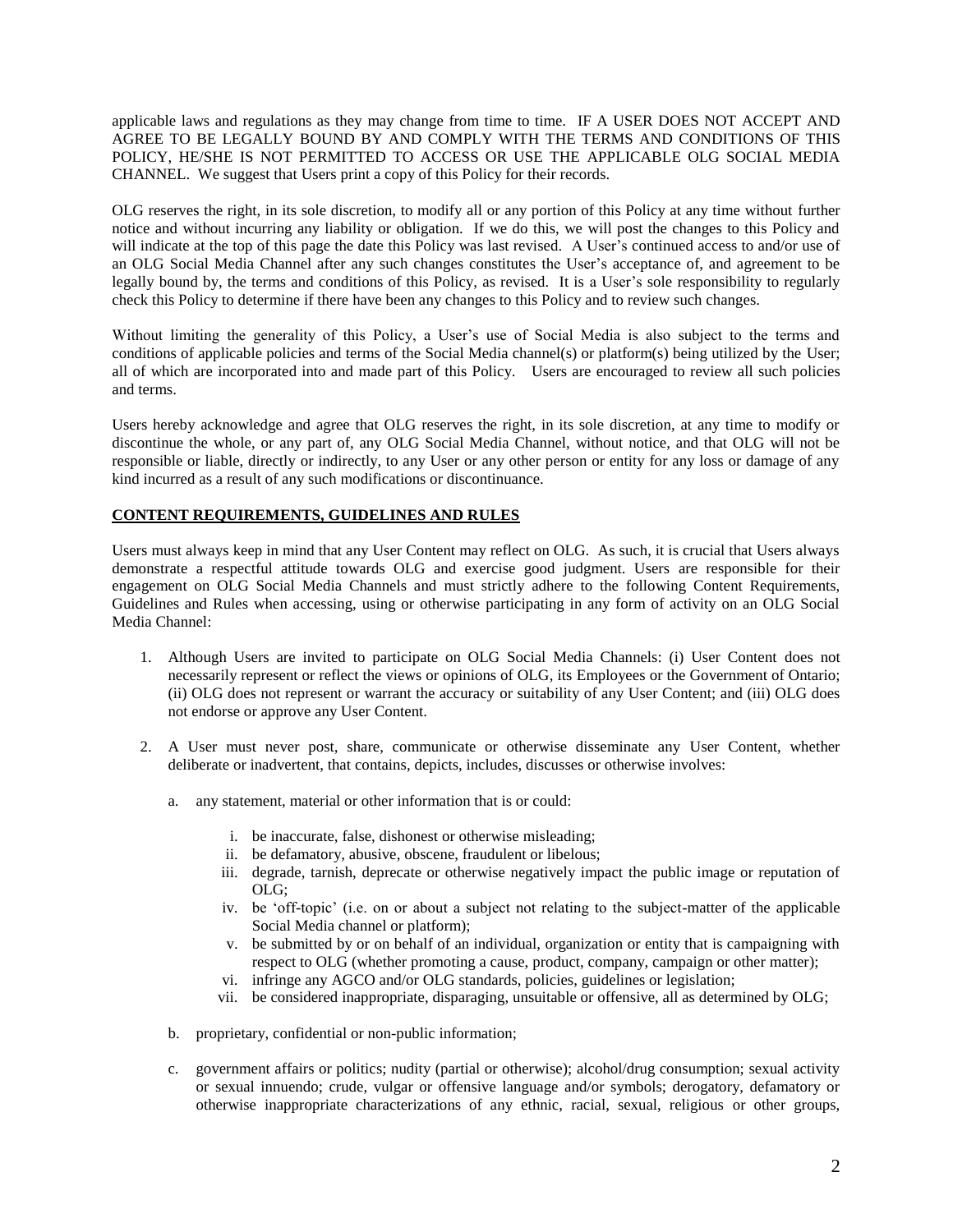applicable laws and regulations as they may change from time to time. IF A USER DOES NOT ACCEPT AND AGREE TO BE LEGALLY BOUND BY AND COMPLY WITH THE TERMS AND CONDITIONS OF THIS POLICY, HE/SHE IS NOT PERMITTED TO ACCESS OR USE THE APPLICABLE OLG SOCIAL MEDIA CHANNEL. We suggest that Users print a copy of this Policy for their records.

OLG reserves the right, in its sole discretion, to modify all or any portion of this Policy at any time without further notice and without incurring any liability or obligation. If we do this, we will post the changes to this Policy and will indicate at the top of this page the date this Policy was last revised. A User's continued access to and/or use of an OLG Social Media Channel after any such changes constitutes the User's acceptance of, and agreement to be legally bound by, the terms and conditions of this Policy, as revised. It is a User's sole responsibility to regularly check this Policy to determine if there have been any changes to this Policy and to review such changes.

Without limiting the generality of this Policy, a User's use of Social Media is also subject to the terms and conditions of applicable policies and terms of the Social Media channel(s) or platform(s) being utilized by the User; all of which are incorporated into and made part of this Policy. Users are encouraged to review all such policies and terms.

Users hereby acknowledge and agree that OLG reserves the right, in its sole discretion, at any time to modify or discontinue the whole, or any part of, any OLG Social Media Channel, without notice, and that OLG will not be responsible or liable, directly or indirectly, to any User or any other person or entity for any loss or damage of any kind incurred as a result of any such modifications or discontinuance.

**CONTENT REQUIREMENTS, GUIDELINES AND RULES**

Users must always keep in mind that any User Content may reflect on OLG. As such, it is crucial that Users always demonstrate a respectful attitude towards OLG and exercise good judgment. Users are responsible for their engagement on OLG Social Media Channels and must strictly adhere to the following Content Requirements, Guidelines and Rules when accessing, using or otherwise participating in any form of activity on an OLG Social Media Channel:

1. Although Users are invited to participate on OLG Social Media Channels: (i) User Content does not necessarily represent or reflect the views or opinions of OLG, its Employees or the Government of Ontario; (ii) OLG does not represent or warrant the accuracy or suitability of any User Content; and (iii) OLG does not endorse or approve any User Content.

2. A User must never post, share, communicate or otherwise disseminate any User Content, whether deliberate or inadvertent, that contains, depicts, includes, discusses or otherwise involves:

   a. any statement, material or other information that is or could:

      i. be inaccurate, false, dishonest or otherwise misleading;
      ii. be defamatory, abusive, obscene, fraudulent or libelous;
      iii. degrade, tarnish, deprecate or otherwise negatively impact the public image or reputation of OLG;
      iv. be 'off-topic' (i.e. on or about a subject not relating to the subject-matter of the applicable Social Media channel or platform);
      v. be submitted by or on behalf of an individual, organization or entity that is campaigning with respect to OLG (whether promoting a cause, product, company, campaign or other matter);
      vi. infringe any AGCO and/or OLG standards, policies, guidelines or legislation;
      vii. be considered inappropriate, disparaging, unsuitable or offensive, all as determined by OLG;

   b. proprietary, confidential or non-public information;

   c. government affairs or politics; nudity (partial or otherwise); alcohol/drug consumption; sexual activity or sexual innuendo; crude, vulgar or offensive language and/or symbols; derogatory, defamatory or otherwise inappropriate characterizations of any ethnic, racial, sexual, religious or other groups,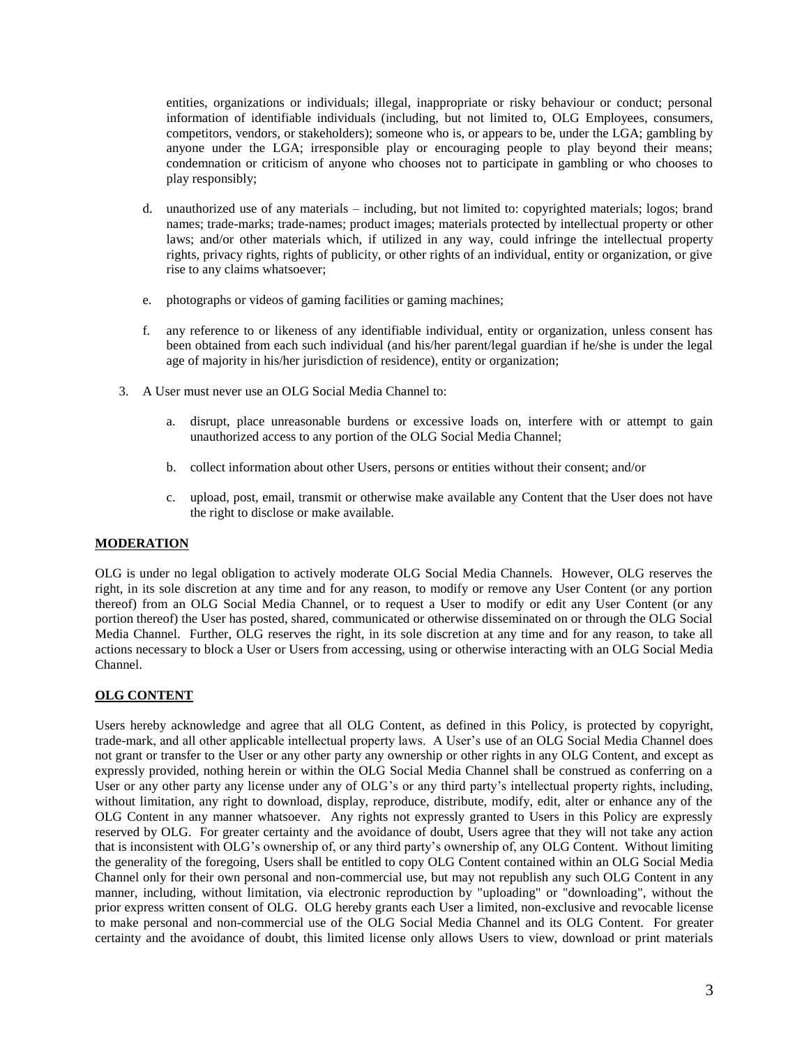entities, organizations or individuals; illegal, inappropriate or risky behaviour or conduct; personal information of identifiable individuals (including, but not limited to, OLG Employees, consumers, competitors, vendors, or stakeholders); someone who is, or appears to be, under the LGA; gambling by anyone under the LGA; irresponsible play or encouraging people to play beyond their means; condemnation or criticism of anyone who chooses not to participate in gambling or who chooses to play responsibly;

d. unauthorized use of any materials – including, but not limited to: copyrighted materials; logos; brand names; trade-marks; trade-names; product images; materials protected by intellectual property or other laws; and/or other materials which, if utilized in any way, could infringe the intellectual property rights, privacy rights, rights of publicity, or other rights of an individual, entity or organization, or give rise to any claims whatsoever;

e. photographs or videos of gaming facilities or gaming machines;

f. any reference to or likeness of any identifiable individual, entity or organization, unless consent has been obtained from each such individual (and his/her parent/legal guardian if he/she is under the legal age of majority in his/her jurisdiction of residence), entity or organization;

3. A User must never use an OLG Social Media Channel to:

   a. disrupt, place unreasonable burdens or excessive loads on, interfere with or attempt to gain unauthorized access to any portion of the OLG Social Media Channel;

   b. collect information about other Users, persons or entities without their consent; and/or

   c. upload, post, email, transmit or otherwise make available any Content that the User does not have the right to disclose or make available.

**MODERATION**

OLG is under no legal obligation to actively moderate OLG Social Media Channels. However, OLG reserves the right, in its sole discretion at any time and for any reason, to modify or remove any User Content (or any portion thereof) from an OLG Social Media Channel, or to request a User to modify or edit any User Content (or any portion thereof) the User has posted, shared, communicated or otherwise disseminated on or through the OLG Social Media Channel. Further, OLG reserves the right, in its sole discretion at any time and for any reason, to take all actions necessary to block a User or Users from accessing, using or otherwise interacting with an OLG Social Media Channel.

**OLG CONTENT**

Users hereby acknowledge and agree that all OLG Content, as defined in this Policy, is protected by copyright, trade-mark, and all other applicable intellectual property laws. A User's use of an OLG Social Media Channel does not grant or transfer to the User or any other party any ownership or other rights in any OLG Content, and except as expressly provided, nothing herein or within the OLG Social Media Channel shall be construed as conferring on a User or any other party any license under any of OLG's or any third party's intellectual property rights, including, without limitation, any right to download, display, reproduce, distribute, modify, edit, alter or enhance any of the OLG Content in any manner whatsoever. Any rights not expressly granted to Users in this Policy are expressly reserved by OLG. For greater certainty and the avoidance of doubt, Users agree that they will not take any action that is inconsistent with OLG's ownership of, or any third party's ownership of, any OLG Content. Without limiting the generality of the foregoing, Users shall be entitled to copy OLG Content contained within an OLG Social Media Channel only for their own personal and non-commercial use, but may not republish any such OLG Content in any manner, including, without limitation, via electronic reproduction by "uploading" or "downloading", without the prior express written consent of OLG. OLG hereby grants each User a limited, non-exclusive and revocable license to make personal and non-commercial use of the OLG Social Media Channel and its OLG Content. For greater certainty and the avoidance of doubt, this limited license only allows Users to view, download or print materials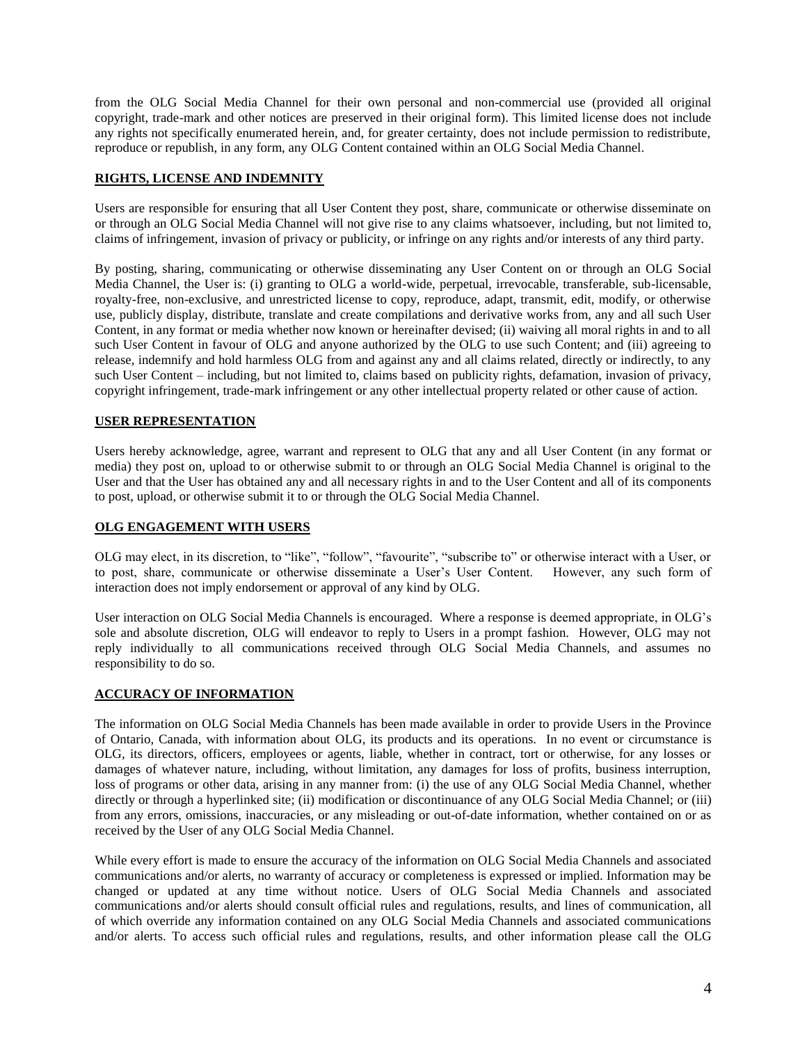from the OLG Social Media Channel for their own personal and non-commercial use (provided all original copyright, trade-mark and other notices are preserved in their original form). This limited license does not include any rights not specifically enumerated herein, and, for greater certainty, does not include permission to redistribute, reproduce or republish, in any form, any OLG Content contained within an OLG Social Media Channel.

## RIGHTS, LICENSE AND INDEMNITY

Users are responsible for ensuring that all User Content they post, share, communicate or otherwise disseminate on or through an OLG Social Media Channel will not give rise to any claims whatsoever, including, but not limited to, claims of infringement, invasion of privacy or publicity, or infringe on any rights and/or interests of any third party.

By posting, sharing, communicating or otherwise disseminating any User Content on or through an OLG Social Media Channel, the User is: (i) granting to OLG a world-wide, perpetual, irrevocable, transferable, sub-licensable, royalty-free, non-exclusive, and unrestricted license to copy, reproduce, adapt, transmit, edit, modify, or otherwise use, publicly display, distribute, translate and create compilations and derivative works from, any and all such User Content, in any format or media whether now known or hereinafter devised; (ii) waiving all moral rights in and to all such User Content in favour of OLG and anyone authorized by the OLG to use such Content; and (iii) agreeing to release, indemnify and hold harmless OLG from and against any and all claims related, directly or indirectly, to any such User Content – including, but not limited to, claims based on publicity rights, defamation, invasion of privacy, copyright infringement, trade-mark infringement or any other intellectual property related or other cause of action.

## USER REPRESENTATION

Users hereby acknowledge, agree, warrant and represent to OLG that any and all User Content (in any format or media) they post on, upload to or otherwise submit to or through an OLG Social Media Channel is original to the User and that the User has obtained any and all necessary rights in and to the User Content and all of its components to post, upload, or otherwise submit it to or through the OLG Social Media Channel.

## OLG ENGAGEMENT WITH USERS

OLG may elect, in its discretion, to "like", "follow", "favourite", "subscribe to" or otherwise interact with a User, or to post, share, communicate or otherwise disseminate a User's User Content. However, any such form of interaction does not imply endorsement or approval of any kind by OLG.

User interaction on OLG Social Media Channels is encouraged. Where a response is deemed appropriate, in OLG's sole and absolute discretion, OLG will endeavor to reply to Users in a prompt fashion. However, OLG may not reply individually to all communications received through OLG Social Media Channels, and assumes no responsibility to do so.

## ACCURACY OF INFORMATION

The information on OLG Social Media Channels has been made available in order to provide Users in the Province of Ontario, Canada, with information about OLG, its products and its operations. In no event or circumstance is OLG, its directors, officers, employees or agents, liable, whether in contract, tort or otherwise, for any losses or damages of whatever nature, including, without limitation, any damages for loss of profits, business interruption, loss of programs or other data, arising in any manner from: (i) the use of any OLG Social Media Channel, whether directly or through a hyperlinked site; (ii) modification or discontinuance of any OLG Social Media Channel; or (iii) from any errors, omissions, inaccuracies, or any misleading or out-of-date information, whether contained on or as received by the User of any OLG Social Media Channel.

While every effort is made to ensure the accuracy of the information on OLG Social Media Channels and associated communications and/or alerts, no warranty of accuracy or completeness is expressed or implied. Information may be changed or updated at any time without notice. Users of OLG Social Media Channels and associated communications and/or alerts should consult official rules and regulations, results, and lines of communication, all of which override any information contained on any OLG Social Media Channels and associated communications and/or alerts. To access such official rules and regulations, results, and other information please call the OLG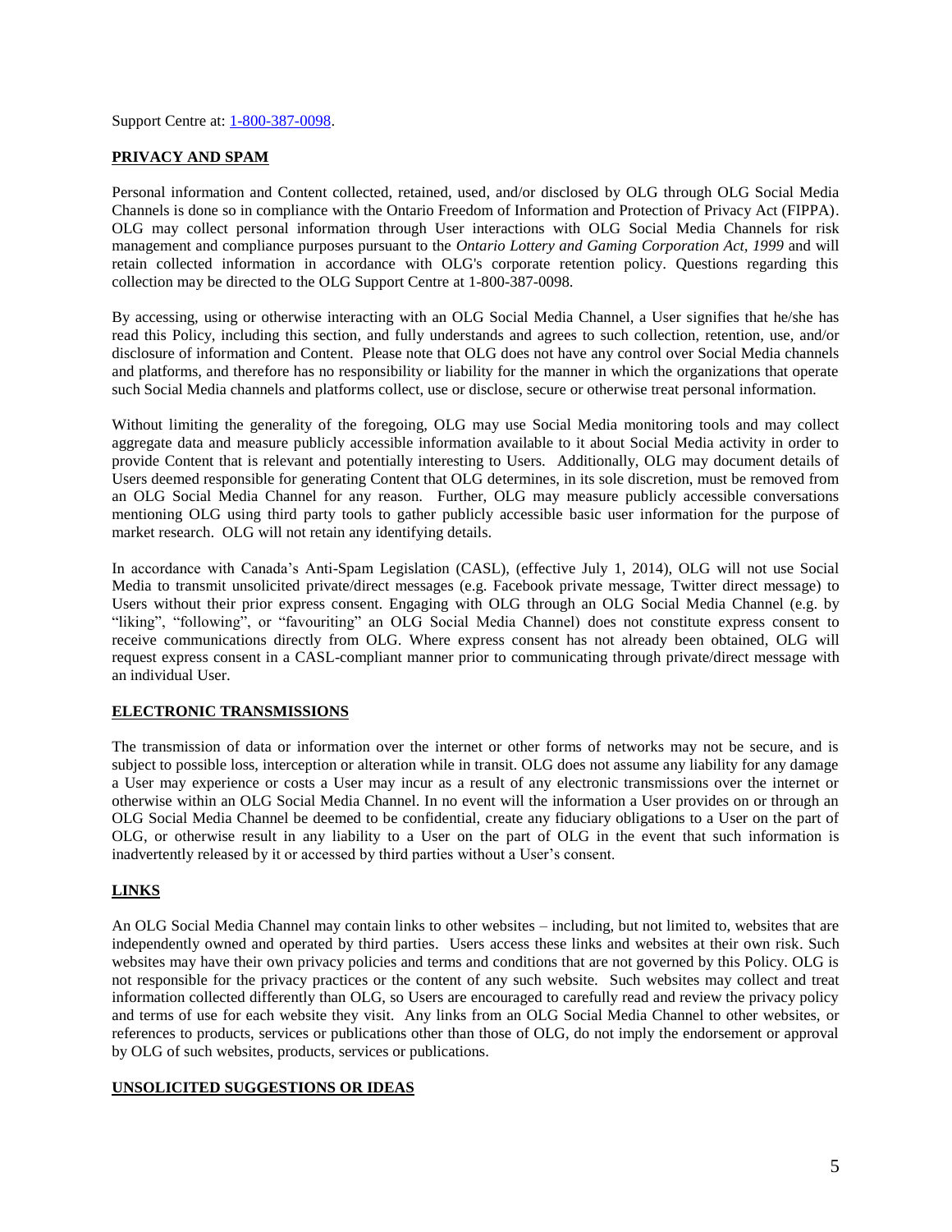Support Centre at: [1-800-387-0098](tel:1-800-387-0098).

## **PRIVACY AND SPAM**

Personal information and Content collected, retained, used, and/or disclosed by OLG through OLG Social Media Channels is done so in compliance with the Ontario Freedom of Information and Protection of Privacy Act (FIPPA). OLG may collect personal information through User interactions with OLG Social Media Channels for risk management and compliance purposes pursuant to the *Ontario Lottery and Gaming Corporation Act, 1999* and will retain collected information in accordance with OLG's corporate retention policy. Questions regarding this collection may be directed to the OLG Support Centre at 1-800-387-0098.

By accessing, using or otherwise interacting with an OLG Social Media Channel, a User signifies that he/she has read this Policy, including this section, and fully understands and agrees to such collection, retention, use, and/or disclosure of information and Content. Please note that OLG does not have any control over Social Media channels and platforms, and therefore has no responsibility or liability for the manner in which the organizations that operate such Social Media channels and platforms collect, use or disclose, secure or otherwise treat personal information.

Without limiting the generality of the foregoing, OLG may use Social Media monitoring tools and may collect aggregate data and measure publicly accessible information available to it about Social Media activity in order to provide Content that is relevant and potentially interesting to Users. Additionally, OLG may document details of Users deemed responsible for generating Content that OLG determines, in its sole discretion, must be removed from an OLG Social Media Channel for any reason. Further, OLG may measure publicly accessible conversations mentioning OLG using third party tools to gather publicly accessible basic user information for the purpose of market research. OLG will not retain any identifying details.

In accordance with Canada's Anti-Spam Legislation (CASL), (effective July 1, 2014), OLG will not use Social Media to transmit unsolicited private/direct messages (e.g. Facebook private message, Twitter direct message) to Users without their prior express consent. Engaging with OLG through an OLG Social Media Channel (e.g. by "liking", "following", or "favouriting" an OLG Social Media Channel) does not constitute express consent to receive communications directly from OLG. Where express consent has not already been obtained, OLG will request express consent in a CASL-compliant manner prior to communicating through private/direct message with an individual User.

## **ELECTRONIC TRANSMISSIONS**

The transmission of data or information over the internet or other forms of networks may not be secure, and is subject to possible loss, interception or alteration while in transit. OLG does not assume any liability for any damage a User may experience or costs a User may incur as a result of any electronic transmissions over the internet or otherwise within an OLG Social Media Channel. In no event will the information a User provides on or through an OLG Social Media Channel be deemed to be confidential, create any fiduciary obligations to a User on the part of OLG, or otherwise result in any liability to a User on the part of OLG in the event that such information is inadvertently released by it or accessed by third parties without a User's consent.

## **LINKS**

An OLG Social Media Channel may contain links to other websites – including, but not limited to, websites that are independently owned and operated by third parties. Users access these links and websites at their own risk. Such websites may have their own privacy policies and terms and conditions that are not governed by this Policy. OLG is not responsible for the privacy practices or the content of any such website. Such websites may collect and treat information collected differently than OLG, so Users are encouraged to carefully read and review the privacy policy and terms of use for each website they visit. Any links from an OLG Social Media Channel to other websites, or references to products, services or publications other than those of OLG, do not imply the endorsement or approval by OLG of such websites, products, services or publications.

## **UNSOLICITED SUGGESTIONS OR IDEAS**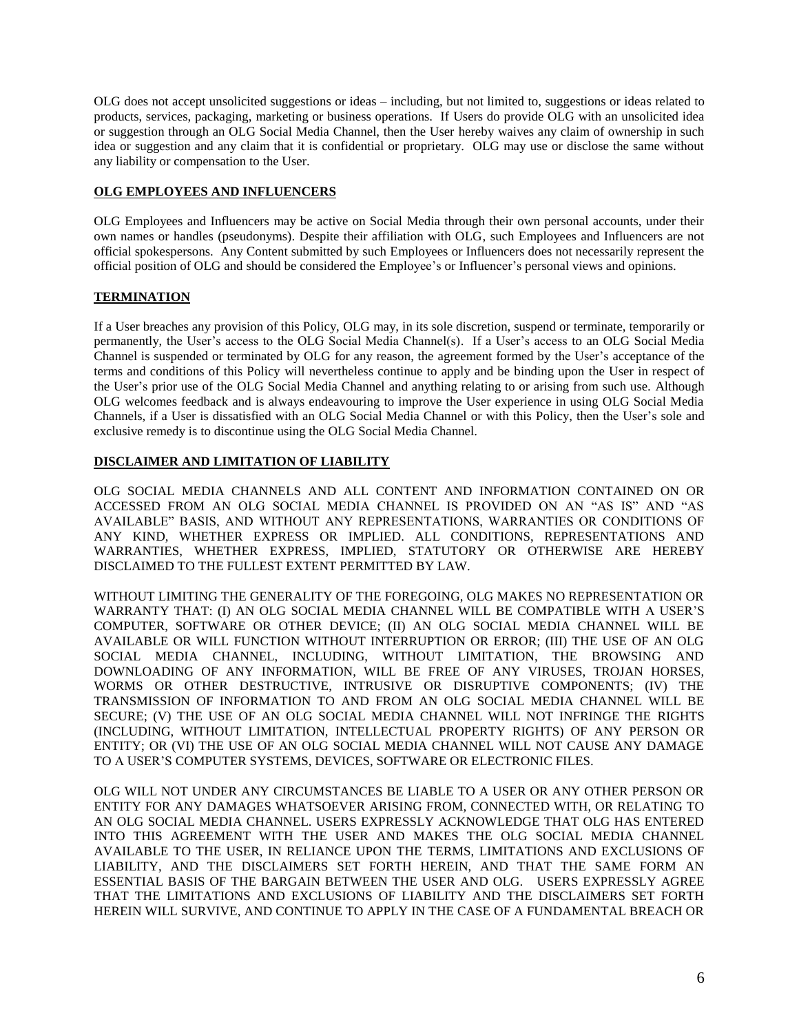OLG does not accept unsolicited suggestions or ideas – including, but not limited to, suggestions or ideas related to products, services, packaging, marketing or business operations. If Users do provide OLG with an unsolicited idea or suggestion through an OLG Social Media Channel, then the User hereby waives any claim of ownership in such idea or suggestion and any claim that it is confidential or proprietary. OLG may use or disclose the same without any liability or compensation to the User.

## OLG EMPLOYEES AND INFLUENCERS

OLG Employees and Influencers may be active on Social Media through their own personal accounts, under their own names or handles (pseudonyms). Despite their affiliation with OLG, such Employees and Influencers are not official spokespersons. Any Content submitted by such Employees or Influencers does not necessarily represent the official position of OLG and should be considered the Employee's or Influencer's personal views and opinions.

## TERMINATION

If a User breaches any provision of this Policy, OLG may, in its sole discretion, suspend or terminate, temporarily or permanently, the User's access to the OLG Social Media Channel(s). If a User's access to an OLG Social Media Channel is suspended or terminated by OLG for any reason, the agreement formed by the User's acceptance of the terms and conditions of this Policy will nevertheless continue to apply and be binding upon the User in respect of the User's prior use of the OLG Social Media Channel and anything relating to or arising from such use. Although OLG welcomes feedback and is always endeavouring to improve the User experience in using OLG Social Media Channels, if a User is dissatisfied with an OLG Social Media Channel or with this Policy, then the User's sole and exclusive remedy is to discontinue using the OLG Social Media Channel.

## DISCLAIMER AND LIMITATION OF LIABILITY

OLG SOCIAL MEDIA CHANNELS AND ALL CONTENT AND INFORMATION CONTAINED ON OR ACCESSED FROM AN OLG SOCIAL MEDIA CHANNEL IS PROVIDED ON AN "AS IS" AND "AS AVAILABLE" BASIS, AND WITHOUT ANY REPRESENTATIONS, WARRANTIES OR CONDITIONS OF ANY KIND, WHETHER EXPRESS OR IMPLIED. ALL CONDITIONS, REPRESENTATIONS AND WARRANTIES, WHETHER EXPRESS, IMPLIED, STATUTORY OR OTHERWISE ARE HEREBY DISCLAIMED TO THE FULLEST EXTENT PERMITTED BY LAW.

WITHOUT LIMITING THE GENERALITY OF THE FOREGOING, OLG MAKES NO REPRESENTATION OR WARRANTY THAT: (I) AN OLG SOCIAL MEDIA CHANNEL WILL BE COMPATIBLE WITH A USER'S COMPUTER, SOFTWARE OR OTHER DEVICE; (II) AN OLG SOCIAL MEDIA CHANNEL WILL BE AVAILABLE OR WILL FUNCTION WITHOUT INTERRUPTION OR ERROR; (III) THE USE OF AN OLG SOCIAL MEDIA CHANNEL, INCLUDING, WITHOUT LIMITATION, THE BROWSING AND DOWNLOADING OF ANY INFORMATION, WILL BE FREE OF ANY VIRUSES, TROJAN HORSES, WORMS OR OTHER DESTRUCTIVE, INTRUSIVE OR DISRUPTIVE COMPONENTS; (IV) THE TRANSMISSION OF INFORMATION TO AND FROM AN OLG SOCIAL MEDIA CHANNEL WILL BE SECURE; (V) THE USE OF AN OLG SOCIAL MEDIA CHANNEL WILL NOT INFRINGE THE RIGHTS (INCLUDING, WITHOUT LIMITATION, INTELLECTUAL PROPERTY RIGHTS) OF ANY PERSON OR ENTITY; OR (VI) THE USE OF AN OLG SOCIAL MEDIA CHANNEL WILL NOT CAUSE ANY DAMAGE TO A USER'S COMPUTER SYSTEMS, DEVICES, SOFTWARE OR ELECTRONIC FILES.

OLG WILL NOT UNDER ANY CIRCUMSTANCES BE LIABLE TO A USER OR ANY OTHER PERSON OR ENTITY FOR ANY DAMAGES WHATSOEVER ARISING FROM, CONNECTED WITH, OR RELATING TO AN OLG SOCIAL MEDIA CHANNEL. USERS EXPRESSLY ACKNOWLEDGE THAT OLG HAS ENTERED INTO THIS AGREEMENT WITH THE USER AND MAKES THE OLG SOCIAL MEDIA CHANNEL AVAILABLE TO THE USER, IN RELIANCE UPON THE TERMS, LIMITATIONS AND EXCLUSIONS OF LIABILITY, AND THE DISCLAIMERS SET FORTH HEREIN, AND THAT THE SAME FORM AN ESSENTIAL BASIS OF THE BARGAIN BETWEEN THE USER AND OLG. USERS EXPRESSLY AGREE THAT THE LIMITATIONS AND EXCLUSIONS OF LIABILITY AND THE DISCLAIMERS SET FORTH HEREIN WILL SURVIVE, AND CONTINUE TO APPLY IN THE CASE OF A FUNDAMENTAL BREACH OR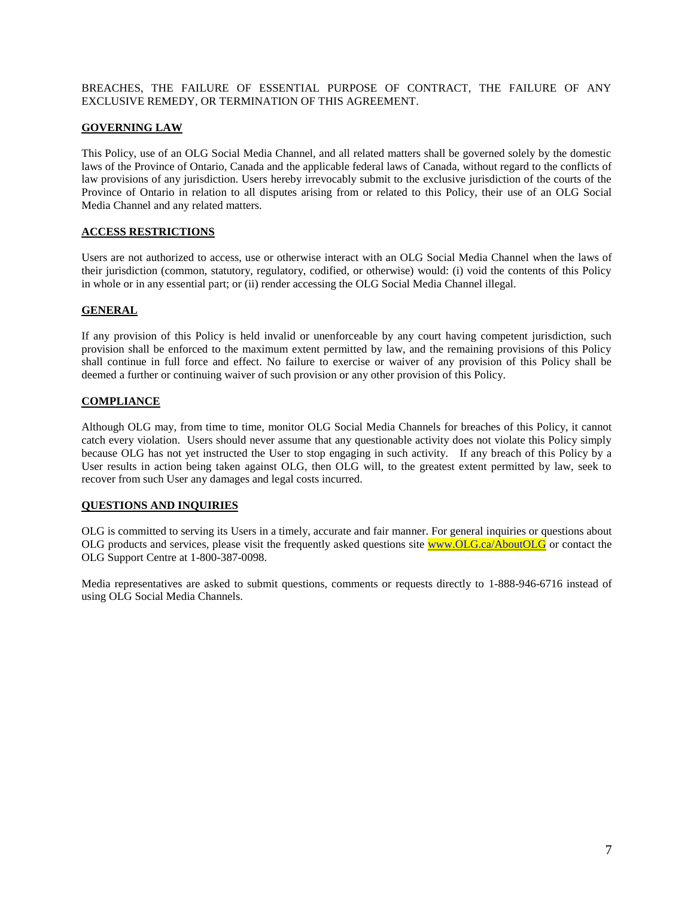BREACHES, THE FAILURE OF ESSENTIAL PURPOSE OF CONTRACT, THE FAILURE OF ANY EXCLUSIVE REMEDY, OR TERMINATION OF THIS AGREEMENT.

## GOVERNING LAW

This Policy, use of an OLG Social Media Channel, and all related matters shall be governed solely by the domestic laws of the Province of Ontario, Canada and the applicable federal laws of Canada, without regard to the conflicts of law provisions of any jurisdiction. Users hereby irrevocably submit to the exclusive jurisdiction of the courts of the Province of Ontario in relation to all disputes arising from or related to this Policy, their use of an OLG Social Media Channel and any related matters.

## ACCESS RESTRICTIONS

Users are not authorized to access, use or otherwise interact with an OLG Social Media Channel when the laws of their jurisdiction (common, statutory, regulatory, codified, or otherwise) would: (i) void the contents of this Policy in whole or in any essential part; or (ii) render accessing the OLG Social Media Channel illegal.

## GENERAL

If any provision of this Policy is held invalid or unenforceable by any court having competent jurisdiction, such provision shall be enforced to the maximum extent permitted by law, and the remaining provisions of this Policy shall continue in full force and effect. No failure to exercise or waiver of any provision of this Policy shall be deemed a further or continuing waiver of such provision or any other provision of this Policy.

## COMPLIANCE

Although OLG may, from time to time, monitor OLG Social Media Channels for breaches of this Policy, it cannot catch every violation. Users should never assume that any questionable activity does not violate this Policy simply because OLG has not yet instructed the User to stop engaging in such activity. If any breach of this Policy by a User results in action being taken against OLG, then OLG will, to the greatest extent permitted by law, seek to recover from such User any damages and legal costs incurred.

## QUESTIONS AND INQUIRIES

OLG is committed to serving its Users in a timely, accurate and fair manner. For general inquiries or questions about OLG products and services, please visit the frequently asked questions site www.OLG.ca/AboutOLG or contact the OLG Support Centre at 1-800-387-0098.

Media representatives are asked to submit questions, comments or requests directly to 1-888-946-6716 instead of using OLG Social Media Channels.